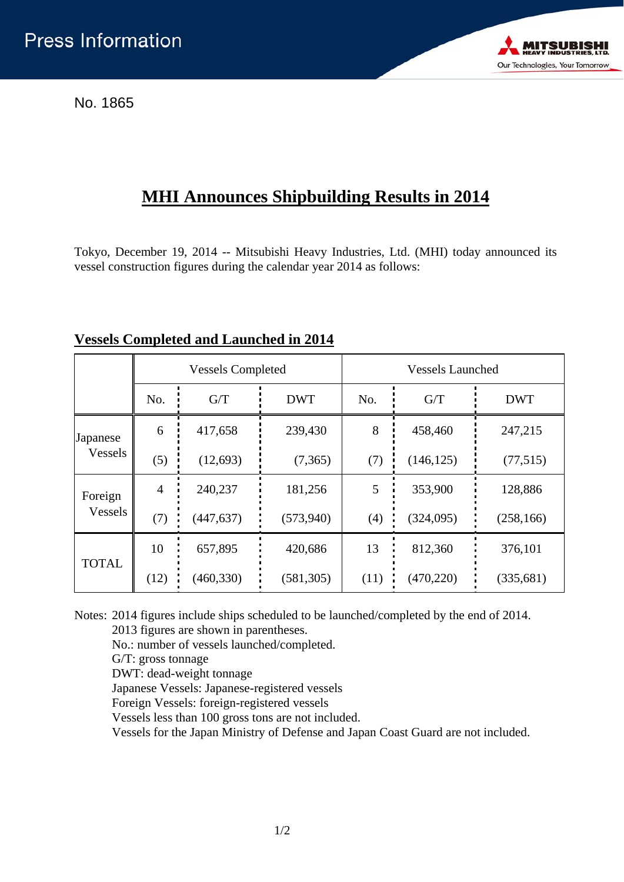Press Information

No. 1865

# MHI Announces Shipbuilding Results in 2014

Tokyo, December 19, 2014 -- Mitsubishi Heavy Industries, Ltd. (MHI) today announced its vessel construction figures during the calendar year 2014 as follows:

## Vessels Completed and Launched in 2014

| | Vessels Completed | | | Vessels Launched | | |
|---|---|---|---|---|---|---|
| | No. | G/T | DWT | No. | G/T | DWT |
| Japanese Vessels | 6 | 417,658 | 239,430 | 8 | 458,460 | 247,215 |
| | (5) | (12,693) | (7,365) | (7) | (146,125) | (77,515) |
| Foreign Vessels | 4 | 240,237 | 181,256 | 5 | 353,900 | 128,886 |
| | (7) | (447,637) | (573,940) | (4) | (324,095) | (258,166) |
| TOTAL | 10 | 657,895 | 420,686 | 13 | 812,360 | 376,101 |
| | (12) | (460,330) | (581,305) | (11) | (470,220) | (335,681) |

Notes: 2014 figures include ships scheduled to be launched/completed by the end of 2014.
2013 figures are shown in parentheses.
No.: number of vessels launched/completed.
G/T: gross tonnage
DWT: dead-weight tonnage
Japanese Vessels: Japanese-registered vessels
Foreign Vessels: foreign-registered vessels
Vessels less than 100 gross tons are not included.
Vessels for the Japan Ministry of Defense and Japan Coast Guard are not included.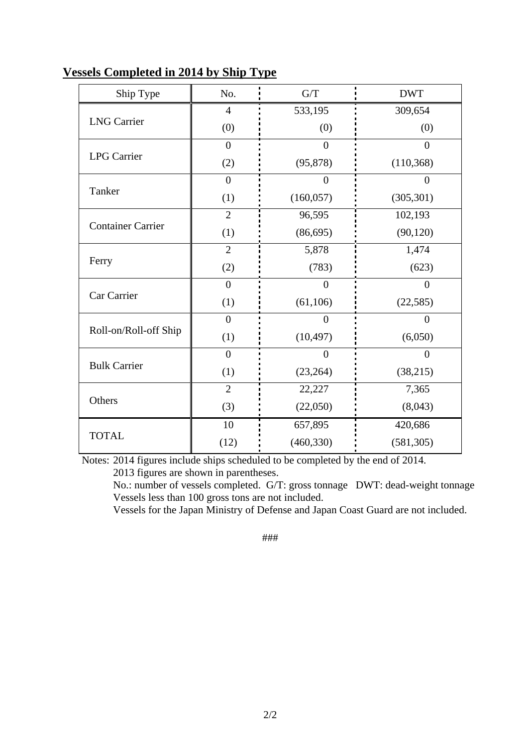## Vessels Completed in 2014 by Ship Type

| Ship Type | No. | G/T | DWT |
|---|---|---|---|
| LNG Carrier | 4 | 533,195 | 309,654 |
| | (0) | (0) | (0) |
| LPG Carrier | 0 | 0 | 0 |
| | (2) | (95,878) | (110,368) |
| Tanker | 0 | 0 | 0 |
| | (1) | (160,057) | (305,301) |
| Container Carrier | 2 | 96,595 | 102,193 |
| | (1) | (86,695) | (90,120) |
| Ferry | 2 | 5,878 | 1,474 |
| | (2) | (783) | (623) |
| Car Carrier | 0 | 0 | 0 |
| | (1) | (61,106) | (22,585) |
| Roll-on/Roll-off Ship | 0 | 0 | 0 |
| | (1) | (10,497) | (6,050) |
| Bulk Carrier | 0 | 0 | 0 |
| | (1) | (23,264) | (38,215) |
| Others | 2 | 22,227 | 7,365 |
| | (3) | (22,050) | (8,043) |
| TOTAL | 10 | 657,895 | 420,686 |
| | (12) | (460,330) | (581,305) |

Notes: 2014 figures include ships scheduled to be completed by the end of 2014.
2013 figures are shown in parentheses.
No.: number of vessels completed. G/T: gross tonnage DWT: dead-weight tonnage
Vessels less than 100 gross tons are not included.
Vessels for the Japan Ministry of Defense and Japan Coast Guard are not included.

###